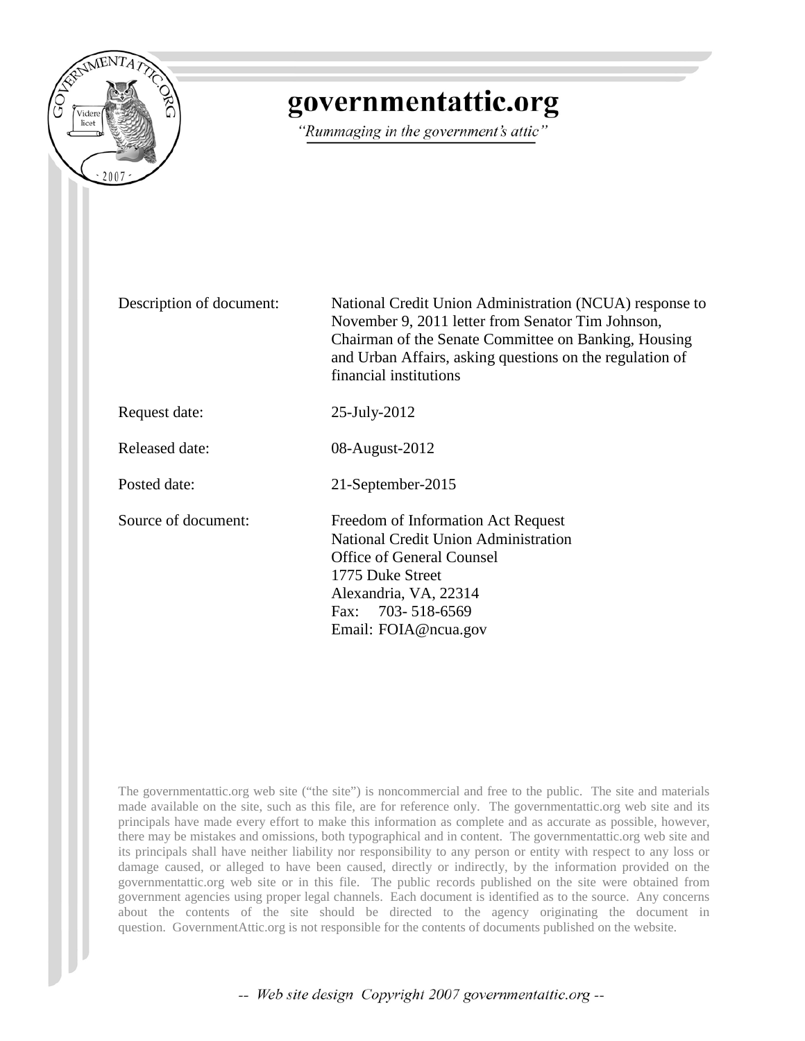# governmentattic.org

*"Rummaging in the government's attic"*

| | |
|---|---|
| Description of document: | National Credit Union Administration (NCUA) response to November 9, 2011 letter from Senator Tim Johnson, Chairman of the Senate Committee on Banking, Housing and Urban Affairs, asking questions on the regulation of financial institutions |
| Request date: | 25-July-2012 |
| Released date: | 08-August-2012 |
| Posted date: | 21-September-2015 |
| Source of document: | Freedom of Information Act Request<br>National Credit Union Administration<br>Office of General Counsel<br>1775 Duke Street<br>Alexandria, VA, 22314<br>Fax: 703- 518-6569<br>Email: FOIA@ncua.gov |

The governmentattic.org web site ("the site") is noncommercial and free to the public. The site and materials made available on the site, such as this file, are for reference only. The governmentattic.org web site and its principals have made every effort to make this information as complete and as accurate as possible, however, there may be mistakes and omissions, both typographical and in content. The governmentattic.org web site and its principals shall have neither liability nor responsibility to any person or entity with respect to any loss or damage caused, or alleged to have been caused, directly or indirectly, by the information provided on the governmentattic.org web site or in this file. The public records published on the site were obtained from government agencies using proper legal channels. Each document is identified as to the source. Any concerns about the contents of the site should be directed to the agency originating the document in question. GovernmentAttic.org is not responsible for the contents of documents published on the website.

-- *Web site design Copyright 2007 governmentattic.org* --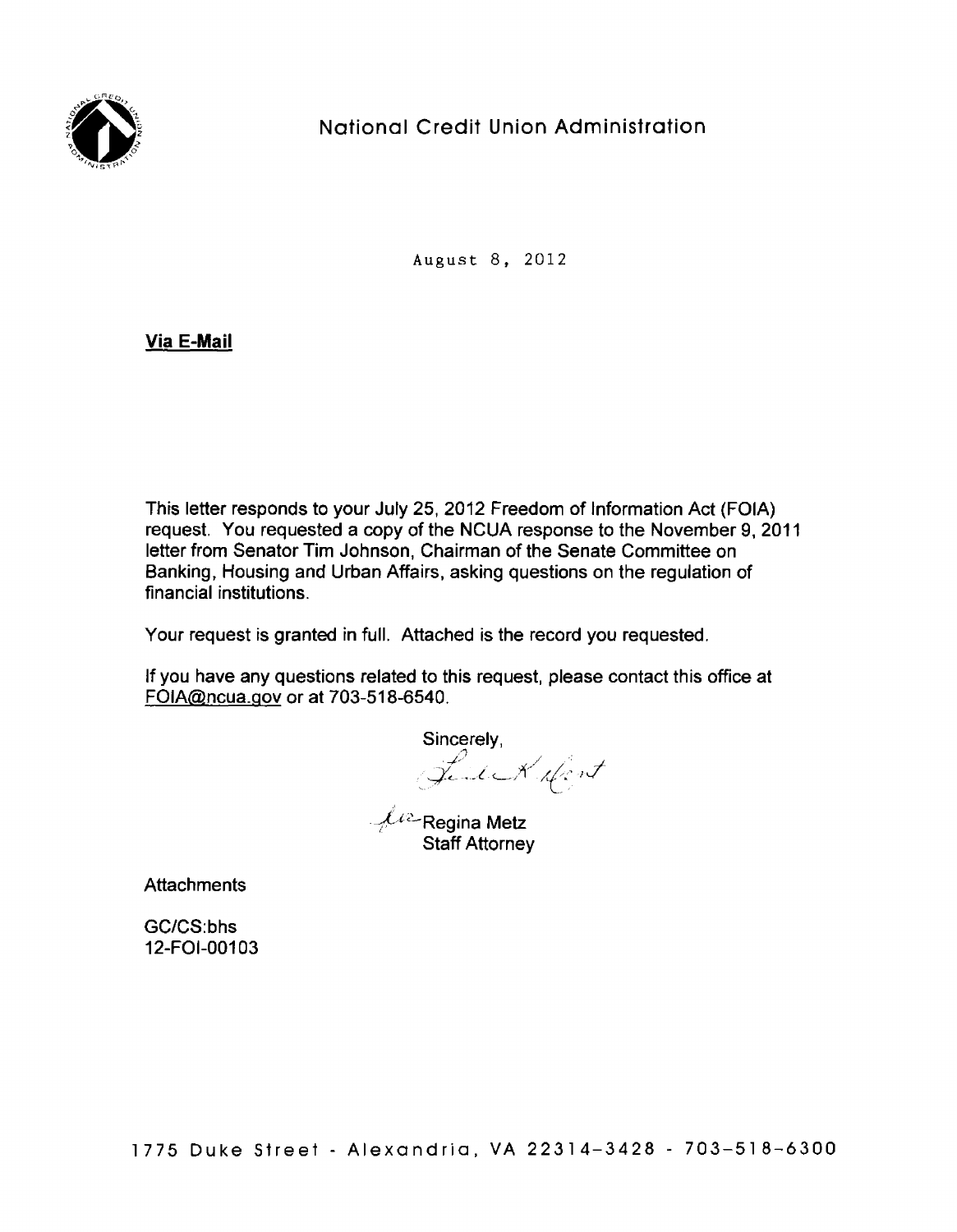National Credit Union Administration

August 8, 2012

**Via E-Mail**

This letter responds to your July 25, 2012 Freedom of Information Act (FOIA) request. You requested a copy of the NCUA response to the November 9, 2011 letter from Senator Tim Johnson, Chairman of the Senate Committee on Banking, Housing and Urban Affairs, asking questions on the regulation of financial institutions.

Your request is granted in full. Attached is the record you requested.

If you have any questions related to this request, please contact this office at FOIA@ncua.gov or at 703-518-6540.

Sincerely,

Regina Metz
Staff Attorney

Attachments

GC/CS:bhs
12-FOI-00103

1775 Duke Street - Alexandria, VA 22314-3428 - 703-518-6300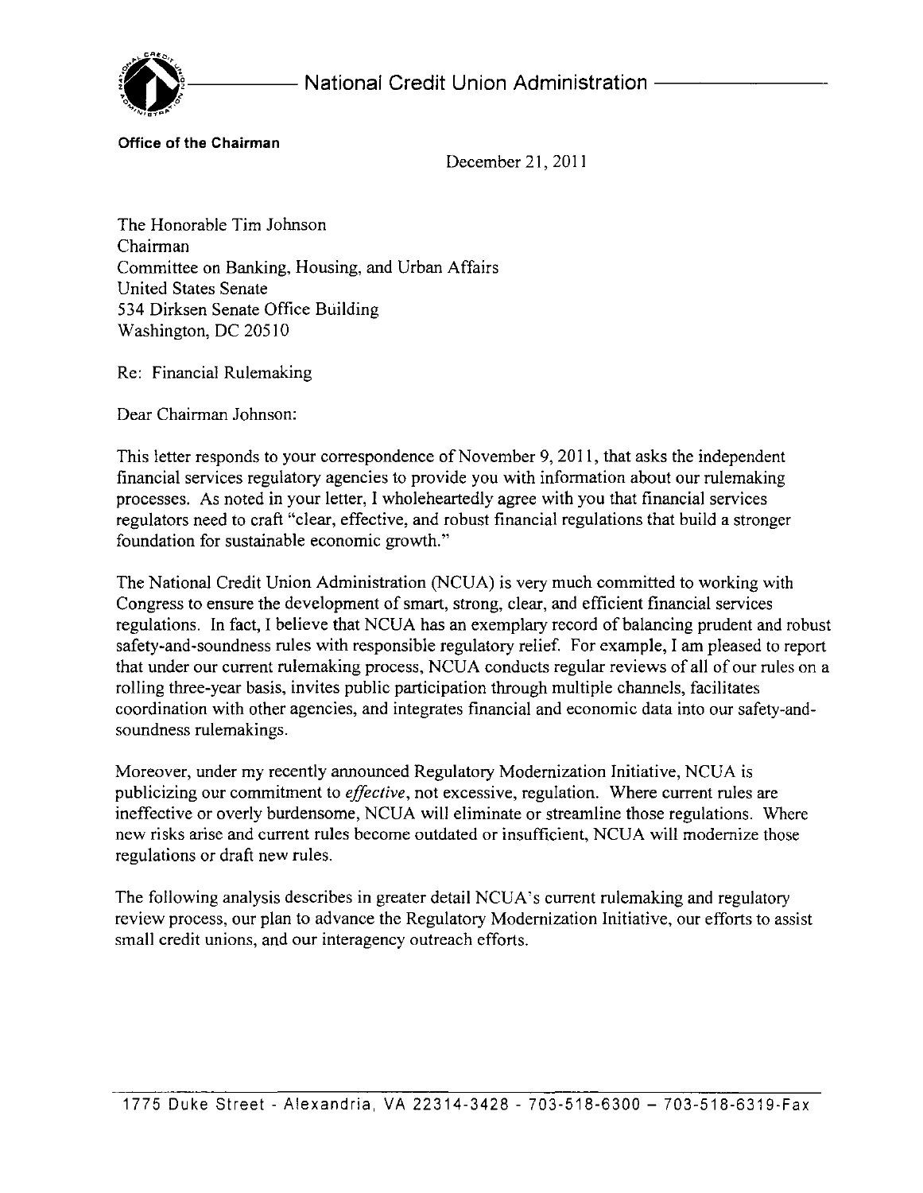National Credit Union Administration

**Office of the Chairman**

December 21, 2011

The Honorable Tim Johnson
Chairman
Committee on Banking, Housing, and Urban Affairs
United States Senate
534 Dirksen Senate Office Building
Washington, DC 20510

Re: Financial Rulemaking

Dear Chairman Johnson:

This letter responds to your correspondence of November 9, 2011, that asks the independent financial services regulatory agencies to provide you with information about our rulemaking processes. As noted in your letter, I wholeheartedly agree with you that financial services regulators need to craft "clear, effective, and robust financial regulations that build a stronger foundation for sustainable economic growth."

The National Credit Union Administration (NCUA) is very much committed to working with Congress to ensure the development of smart, strong, clear, and efficient financial services regulations. In fact, I believe that NCUA has an exemplary record of balancing prudent and robust safety-and-soundness rules with responsible regulatory relief. For example, I am pleased to report that under our current rulemaking process, NCUA conducts regular reviews of all of our rules on a rolling three-year basis, invites public participation through multiple channels, facilitates coordination with other agencies, and integrates financial and economic data into our safety-and-soundness rulemakings.

Moreover, under my recently announced Regulatory Modernization Initiative, NCUA is publicizing our commitment to *effective*, not excessive, regulation. Where current rules are ineffective or overly burdensome, NCUA will eliminate or streamline those regulations. Where new risks arise and current rules become outdated or insufficient, NCUA will modernize those regulations or draft new rules.

The following analysis describes in greater detail NCUA's current rulemaking and regulatory review process, our plan to advance the Regulatory Modernization Initiative, our efforts to assist small credit unions, and our interagency outreach efforts.

1775 Duke Street - Alexandria, VA 22314-3428 - 703-518-6300 – 703-518-6319-Fax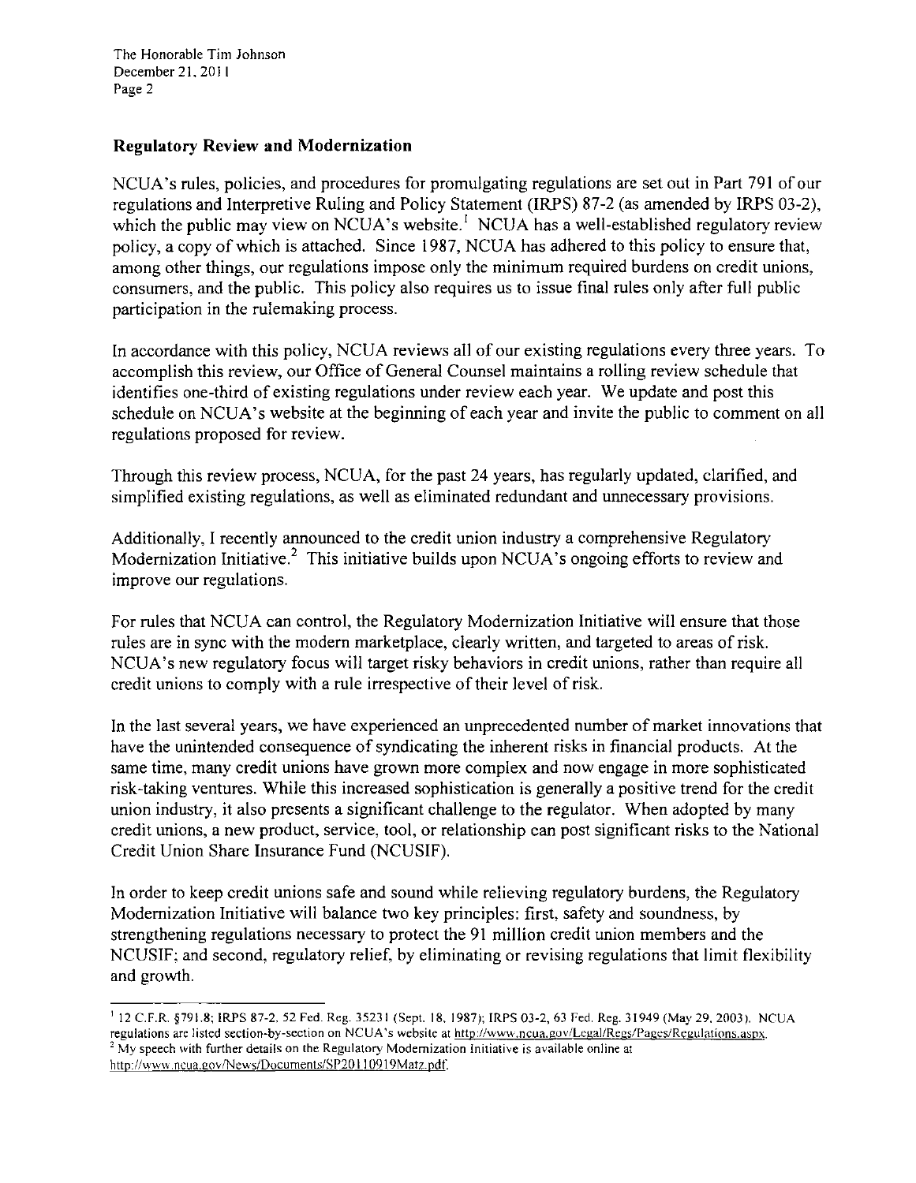## Regulatory Review and Modernization

NCUA's rules, policies, and procedures for promulgating regulations are set out in Part 791 of our regulations and Interpretive Ruling and Policy Statement (IRPS) 87-2 (as amended by IRPS 03-2), which the public may view on NCUA's website.[1] NCUA has a well-established regulatory review policy, a copy of which is attached. Since 1987, NCUA has adhered to this policy to ensure that, among other things, our regulations impose only the minimum required burdens on credit unions, consumers, and the public. This policy also requires us to issue final rules only after full public participation in the rulemaking process.

In accordance with this policy, NCUA reviews all of our existing regulations every three years. To accomplish this review, our Office of General Counsel maintains a rolling review schedule that identifies one-third of existing regulations under review each year. We update and post this schedule on NCUA's website at the beginning of each year and invite the public to comment on all regulations proposed for review.

Through this review process, NCUA, for the past 24 years, has regularly updated, clarified, and simplified existing regulations, as well as eliminated redundant and unnecessary provisions.

Additionally, I recently announced to the credit union industry a comprehensive Regulatory Modernization Initiative.[2] This initiative builds upon NCUA's ongoing efforts to review and improve our regulations.

For rules that NCUA can control, the Regulatory Modernization Initiative will ensure that those rules are in sync with the modern marketplace, clearly written, and targeted to areas of risk. NCUA's new regulatory focus will target risky behaviors in credit unions, rather than require all credit unions to comply with a rule irrespective of their level of risk.

In the last several years, we have experienced an unprecedented number of market innovations that have the unintended consequence of syndicating the inherent risks in financial products. At the same time, many credit unions have grown more complex and now engage in more sophisticated risk-taking ventures. While this increased sophistication is generally a positive trend for the credit union industry, it also presents a significant challenge to the regulator. When adopted by many credit unions, a new product, service, tool, or relationship can post significant risks to the National Credit Union Share Insurance Fund (NCUSIF).

In order to keep credit unions safe and sound while relieving regulatory burdens, the Regulatory Modernization Initiative will balance two key principles: first, safety and soundness, by strengthening regulations necessary to protect the 91 million credit union members and the NCUSIF; and second, regulatory relief, by eliminating or revising regulations that limit flexibility and growth.

---

[1] 12 C.F.R. §791.8; IRPS 87-2, 52 Fed. Reg. 35231 (Sept. 18, 1987); IRPS 03-2, 63 Fed. Reg. 31949 (May 29, 2003). NCUA regulations are listed section-by-section on NCUA's website at http://www.ncua.gov/Legal/Regs/Pages/Regulations.aspx.

[2] My speech with further details on the Regulatory Modernization Initiative is available online at http://www.ncua.gov/News/Documents/SP20110919Matz.pdf.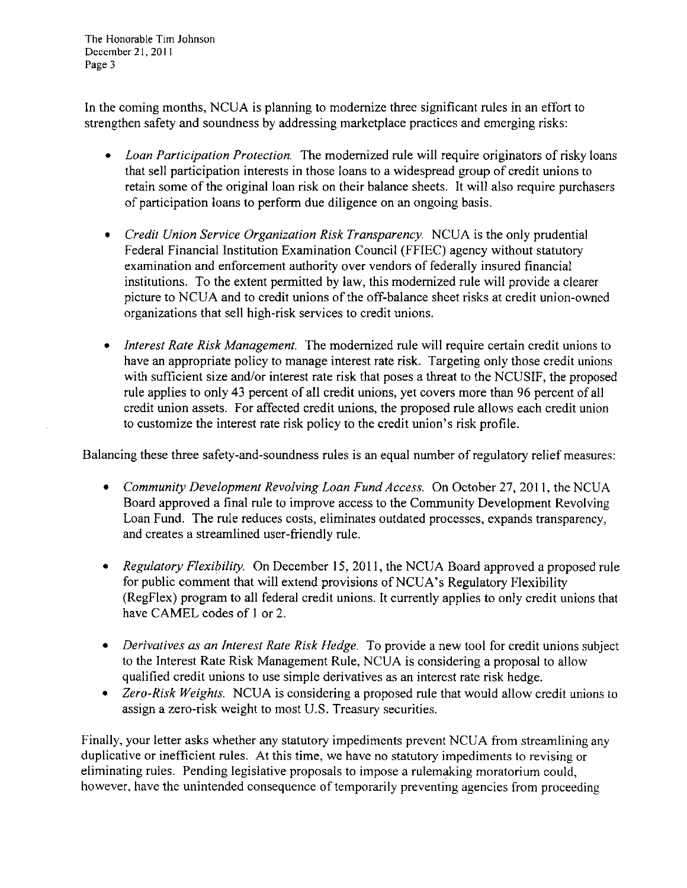In the coming months, NCUA is planning to modernize three significant rules in an effort to strengthen safety and soundness by addressing marketplace practices and emerging risks:

- *Loan Participation Protection.* The modernized rule will require originators of risky loans that sell participation interests in those loans to a widespread group of credit unions to retain some of the original loan risk on their balance sheets. It will also require purchasers of participation loans to perform due diligence on an ongoing basis.

- *Credit Union Service Organization Risk Transparency.* NCUA is the only prudential Federal Financial Institution Examination Council (FFIEC) agency without statutory examination and enforcement authority over vendors of federally insured financial institutions. To the extent permitted by law, this modernized rule will provide a clearer picture to NCUA and to credit unions of the off-balance sheet risks at credit union-owned organizations that sell high-risk services to credit unions.

- *Interest Rate Risk Management.* The modernized rule will require certain credit unions to have an appropriate policy to manage interest rate risk. Targeting only those credit unions with sufficient size and/or interest rate risk that poses a threat to the NCUSIF, the proposed rule applies to only 43 percent of all credit unions, yet covers more than 96 percent of all credit union assets. For affected credit unions, the proposed rule allows each credit union to customize the interest rate risk policy to the credit union's risk profile.

Balancing these three safety-and-soundness rules is an equal number of regulatory relief measures:

- *Community Development Revolving Loan Fund Access.* On October 27, 2011, the NCUA Board approved a final rule to improve access to the Community Development Revolving Loan Fund. The rule reduces costs, eliminates outdated processes, expands transparency, and creates a streamlined user-friendly rule.

- *Regulatory Flexibility.* On December 15, 2011, the NCUA Board approved a proposed rule for public comment that will extend provisions of NCUA's Regulatory Flexibility (RegFlex) program to all federal credit unions. It currently applies to only credit unions that have CAMEL codes of 1 or 2.

- *Derivatives as an Interest Rate Risk Hedge.* To provide a new tool for credit unions subject to the Interest Rate Risk Management Rule, NCUA is considering a proposal to allow qualified credit unions to use simple derivatives as an interest rate risk hedge.
- *Zero-Risk Weights.* NCUA is considering a proposed rule that would allow credit unions to assign a zero-risk weight to most U.S. Treasury securities.

Finally, your letter asks whether any statutory impediments prevent NCUA from streamlining any duplicative or inefficient rules. At this time, we have no statutory impediments to revising or eliminating rules. Pending legislative proposals to impose a rulemaking moratorium could, however, have the unintended consequence of temporarily preventing agencies from proceeding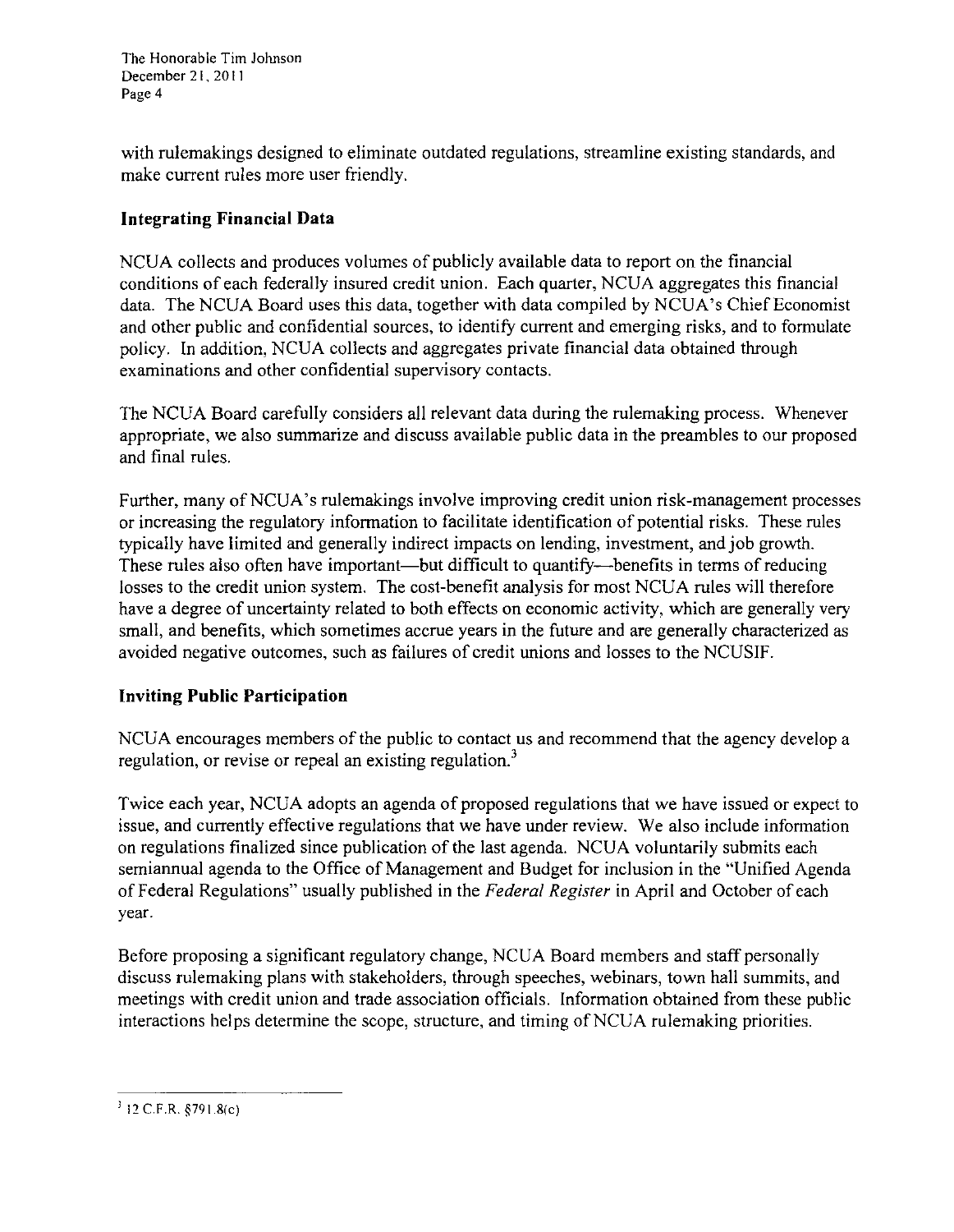with rulemakings designed to eliminate outdated regulations, streamline existing standards, and make current rules more user friendly.

### Integrating Financial Data

NCUA collects and produces volumes of publicly available data to report on the financial conditions of each federally insured credit union. Each quarter, NCUA aggregates this financial data. The NCUA Board uses this data, together with data compiled by NCUA's Chief Economist and other public and confidential sources, to identify current and emerging risks, and to formulate policy. In addition, NCUA collects and aggregates private financial data obtained through examinations and other confidential supervisory contacts.

The NCUA Board carefully considers all relevant data during the rulemaking process. Whenever appropriate, we also summarize and discuss available public data in the preambles to our proposed and final rules.

Further, many of NCUA's rulemakings involve improving credit union risk-management processes or increasing the regulatory information to facilitate identification of potential risks. These rules typically have limited and generally indirect impacts on lending, investment, and job growth. These rules also often have important—but difficult to quantify—benefits in terms of reducing losses to the credit union system. The cost-benefit analysis for most NCUA rules will therefore have a degree of uncertainty related to both effects on economic activity, which are generally very small, and benefits, which sometimes accrue years in the future and are generally characterized as avoided negative outcomes, such as failures of credit unions and losses to the NCUSIF.

### Inviting Public Participation

NCUA encourages members of the public to contact us and recommend that the agency develop a regulation, or revise or repeal an existing regulation.[3]

Twice each year, NCUA adopts an agenda of proposed regulations that we have issued or expect to issue, and currently effective regulations that we have under review. We also include information on regulations finalized since publication of the last agenda. NCUA voluntarily submits each semiannual agenda to the Office of Management and Budget for inclusion in the "Unified Agenda of Federal Regulations" usually published in the *Federal Register* in April and October of each year.

Before proposing a significant regulatory change, NCUA Board members and staff personally discuss rulemaking plans with stakeholders, through speeches, webinars, town hall summits, and meetings with credit union and trade association officials. Information obtained from these public interactions helps determine the scope, structure, and timing of NCUA rulemaking priorities.

---

[3] 12 C.F.R. §791.8(c)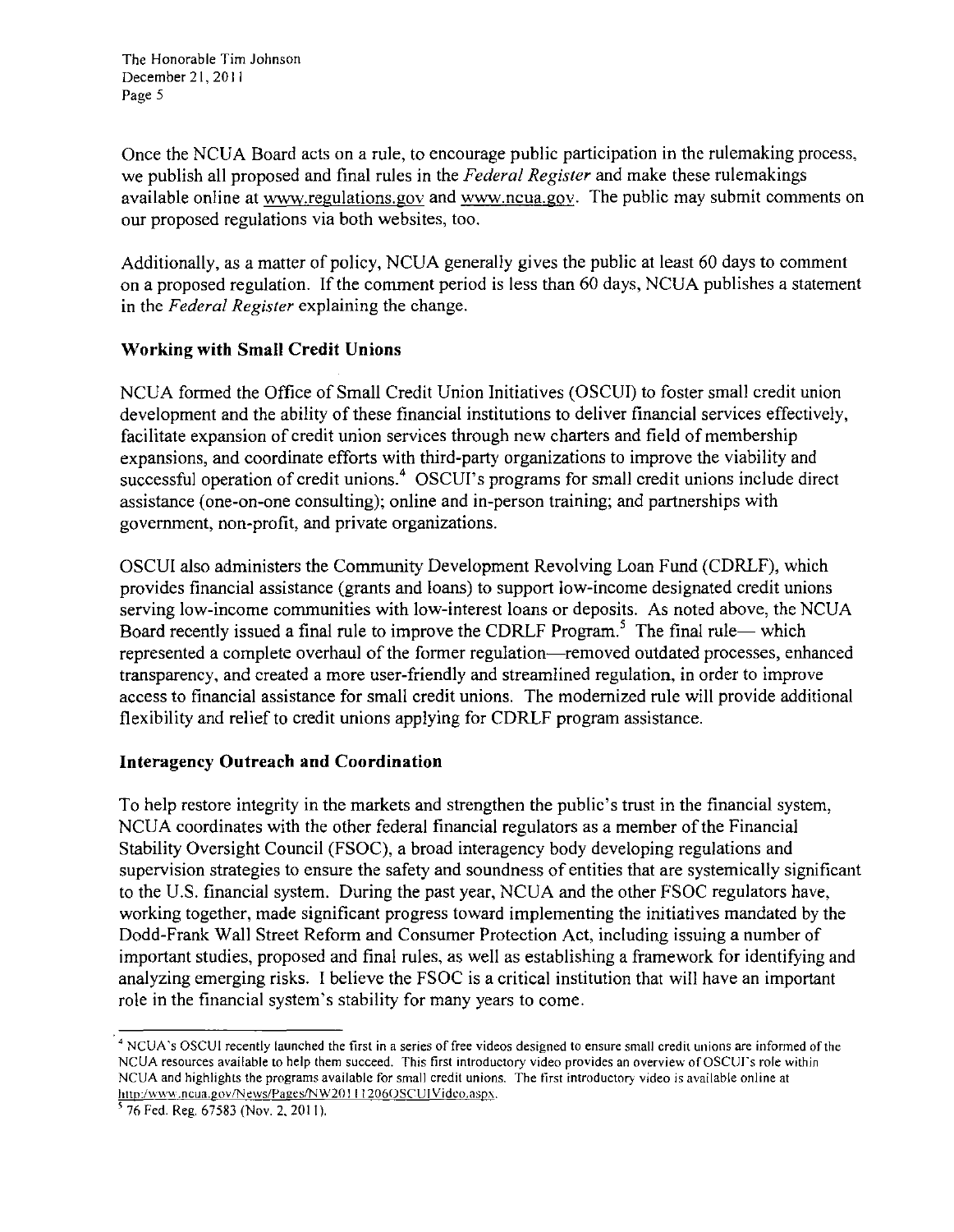Once the NCUA Board acts on a rule, to encourage public participation in the rulemaking process, we publish all proposed and final rules in the *Federal Register* and make these rulemakings available online at www.regulations.gov and www.ncua.gov. The public may submit comments on our proposed regulations via both websites, too.

Additionally, as a matter of policy, NCUA generally gives the public at least 60 days to comment on a proposed regulation. If the comment period is less than 60 days, NCUA publishes a statement in the *Federal Register* explaining the change.

**Working with Small Credit Unions**

NCUA formed the Office of Small Credit Union Initiatives (OSCUI) to foster small credit union development and the ability of these financial institutions to deliver financial services effectively, facilitate expansion of credit union services through new charters and field of membership expansions, and coordinate efforts with third-party organizations to improve the viability and successful operation of credit unions.[4] OSCUI's programs for small credit unions include direct assistance (one-on-one consulting); online and in-person training; and partnerships with government, non-profit, and private organizations.

OSCUI also administers the Community Development Revolving Loan Fund (CDRLF), which provides financial assistance (grants and loans) to support low-income designated credit unions serving low-income communities with low-interest loans or deposits. As noted above, the NCUA Board recently issued a final rule to improve the CDRLF Program.[5] The final rule— which represented a complete overhaul of the former regulation—removed outdated processes, enhanced transparency, and created a more user-friendly and streamlined regulation, in order to improve access to financial assistance for small credit unions. The modernized rule will provide additional flexibility and relief to credit unions applying for CDRLF program assistance.

**Interagency Outreach and Coordination**

To help restore integrity in the markets and strengthen the public's trust in the financial system, NCUA coordinates with the other federal financial regulators as a member of the Financial Stability Oversight Council (FSOC), a broad interagency body developing regulations and supervision strategies to ensure the safety and soundness of entities that are systemically significant to the U.S. financial system. During the past year, NCUA and the other FSOC regulators have, working together, made significant progress toward implementing the initiatives mandated by the Dodd-Frank Wall Street Reform and Consumer Protection Act, including issuing a number of important studies, proposed and final rules, as well as establishing a framework for identifying and analyzing emerging risks. I believe the FSOC is a critical institution that will have an important role in the financial system's stability for many years to come.

---

[4] NCUA's OSCUI recently launched the first in a series of free videos designed to ensure small credit unions are informed of the NCUA resources available to help them succeed. This first introductory video provides an overview of OSCUI's role within NCUA and highlights the programs available for small credit unions. The first introductory video is available online at http://www.ncua.gov/News/Pages/NW20111206OSCUIVideo.aspx.

[5] 76 Fed. Reg. 67583 (Nov. 2, 2011).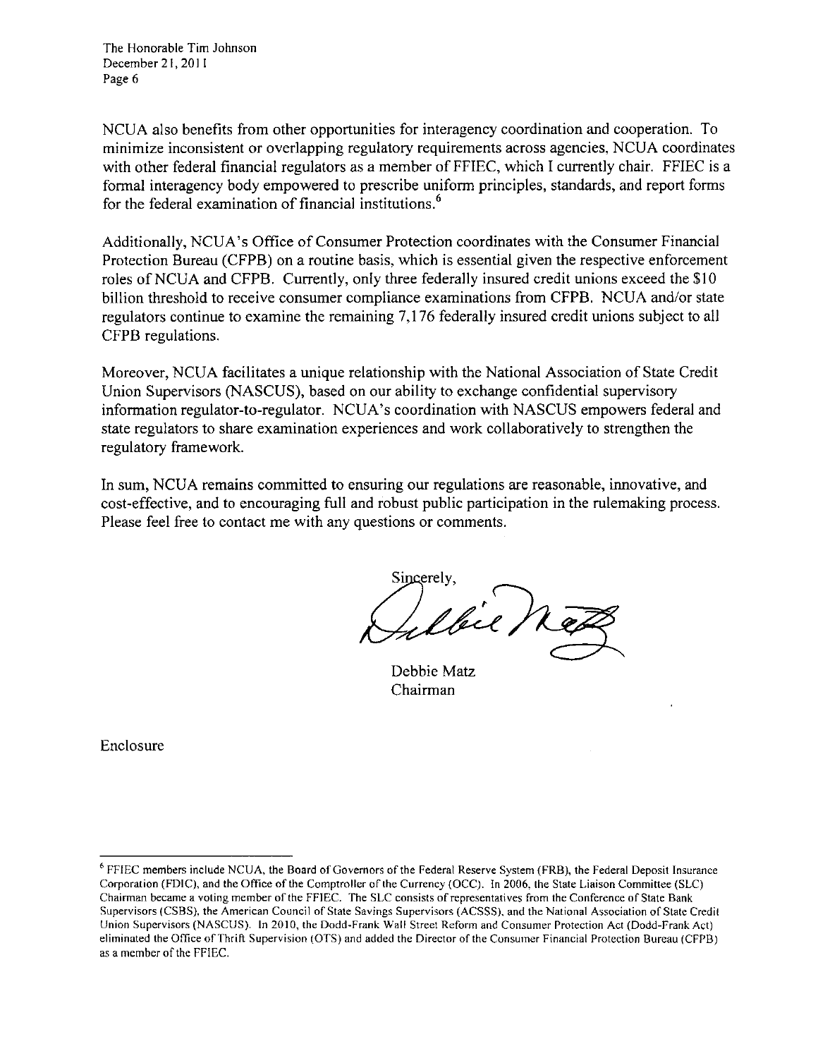NCUA also benefits from other opportunities for interagency coordination and cooperation. To minimize inconsistent or overlapping regulatory requirements across agencies, NCUA coordinates with other federal financial regulators as a member of FFIEC, which I currently chair. FFIEC is a formal interagency body empowered to prescribe uniform principles, standards, and report forms for the federal examination of financial institutions.[6]

Additionally, NCUA's Office of Consumer Protection coordinates with the Consumer Financial Protection Bureau (CFPB) on a routine basis, which is essential given the respective enforcement roles of NCUA and CFPB. Currently, only three federally insured credit unions exceed the $10 billion threshold to receive consumer compliance examinations from CFPB. NCUA and/or state regulators continue to examine the remaining 7,176 federally insured credit unions subject to all CFPB regulations.

Moreover, NCUA facilitates a unique relationship with the National Association of State Credit Union Supervisors (NASCUS), based on our ability to exchange confidential supervisory information regulator-to-regulator. NCUA's coordination with NASCUS empowers federal and state regulators to share examination experiences and work collaboratively to strengthen the regulatory framework.

In sum, NCUA remains committed to ensuring our regulations are reasonable, innovative, and cost-effective, and to encouraging full and robust public participation in the rulemaking process. Please feel free to contact me with any questions or comments.

Sincerely,

Debbie Matz
Chairman

Enclosure

---

[6] FFIEC members include NCUA, the Board of Governors of the Federal Reserve System (FRB), the Federal Deposit Insurance Corporation (FDIC), and the Office of the Comptroller of the Currency (OCC). In 2006, the State Liaison Committee (SLC) Chairman became a voting member of the FFIEC. The SLC consists of representatives from the Conference of State Bank Supervisors (CSBS), the American Council of State Savings Supervisors (ACSSS), and the National Association of State Credit Union Supervisors (NASCUS). In 2010, the Dodd-Frank Wall Street Reform and Consumer Protection Act (Dodd-Frank Act) eliminated the Office of Thrift Supervision (OTS) and added the Director of the Consumer Financial Protection Bureau (CFPB) as a member of the FFIEC.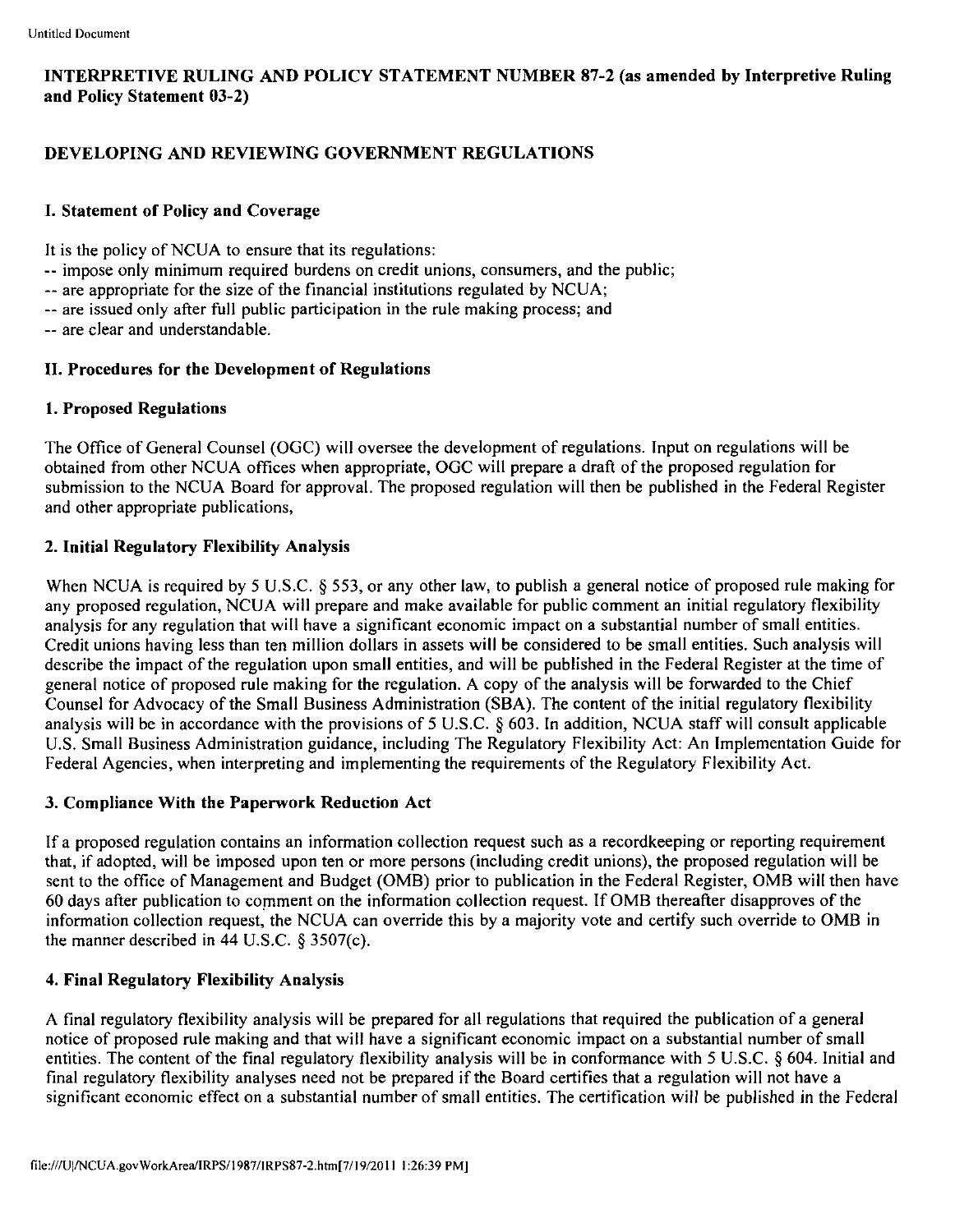## INTERPRETIVE RULING AND POLICY STATEMENT NUMBER 87-2 (as amended by Interpretive Ruling and Policy Statement 03-2)

## DEVELOPING AND REVIEWING GOVERNMENT REGULATIONS

### I. Statement of Policy and Coverage

It is the policy of NCUA to ensure that its regulations:
-- impose only minimum required burdens on credit unions, consumers, and the public;
-- are appropriate for the size of the financial institutions regulated by NCUA;
-- are issued only after full public participation in the rule making process; and
-- are clear and understandable.

### II. Procedures for the Development of Regulations

#### 1. Proposed Regulations

The Office of General Counsel (OGC) will oversee the development of regulations. Input on regulations will be obtained from other NCUA offices when appropriate, OGC will prepare a draft of the proposed regulation for submission to the NCUA Board for approval. The proposed regulation will then be published in the Federal Register and other appropriate publications,

#### 2. Initial Regulatory Flexibility Analysis

When NCUA is required by 5 U.S.C. § 553, or any other law, to publish a general notice of proposed rule making for any proposed regulation, NCUA will prepare and make available for public comment an initial regulatory flexibility analysis for any regulation that will have a significant economic impact on a substantial number of small entities. Credit unions having less than ten million dollars in assets will be considered to be small entities. Such analysis will describe the impact of the regulation upon small entities, and will be published in the Federal Register at the time of general notice of proposed rule making for the regulation. A copy of the analysis will be forwarded to the Chief Counsel for Advocacy of the Small Business Administration (SBA). The content of the initial regulatory flexibility analysis will be in accordance with the provisions of 5 U.S.C. § 603. In addition, NCUA staff will consult applicable U.S. Small Business Administration guidance, including The Regulatory Flexibility Act: An Implementation Guide for Federal Agencies, when interpreting and implementing the requirements of the Regulatory Flexibility Act.

#### 3. Compliance With the Paperwork Reduction Act

If a proposed regulation contains an information collection request such as a recordkeeping or reporting requirement that, if adopted, will be imposed upon ten or more persons (including credit unions), the proposed regulation will be sent to the office of Management and Budget (OMB) prior to publication in the Federal Register, OMB will then have 60 days after publication to comment on the information collection request. If OMB thereafter disapproves of the information collection request, the NCUA can override this by a majority vote and certify such override to OMB in the manner described in 44 U.S.C. § 3507(c).

#### 4. Final Regulatory Flexibility Analysis

A final regulatory flexibility analysis will be prepared for all regulations that required the publication of a general notice of proposed rule making and that will have a significant economic impact on a substantial number of small entities. The content of the final regulatory flexibility analysis will be in conformance with 5 U.S.C. § 604. Initial and final regulatory flexibility analyses need not be prepared if the Board certifies that a regulation will not have a significant economic effect on a substantial number of small entities. The certification will be published in the Federal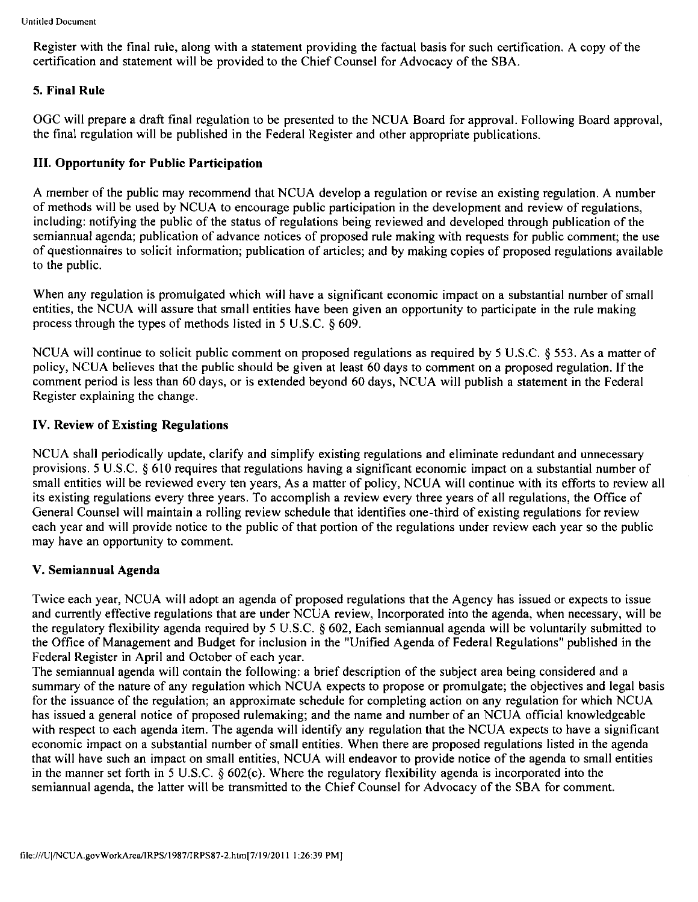Register with the final rule, along with a statement providing the factual basis for such certification. A copy of the certification and statement will be provided to the Chief Counsel for Advocacy of the SBA.

### 5. Final Rule

OGC will prepare a draft final regulation to be presented to the NCUA Board for approval. Following Board approval, the final regulation will be published in the Federal Register and other appropriate publications.

## III. Opportunity for Public Participation

A member of the public may recommend that NCUA develop a regulation or revise an existing regulation. A number of methods will be used by NCUA to encourage public participation in the development and review of regulations, including: notifying the public of the status of regulations being reviewed and developed through publication of the semiannual agenda; publication of advance notices of proposed rule making with requests for public comment; the use of questionnaires to solicit information; publication of articles; and by making copies of proposed regulations available to the public.

When any regulation is promulgated which will have a significant economic impact on a substantial number of small entities, the NCUA will assure that small entities have been given an opportunity to participate in the rule making process through the types of methods listed in 5 U.S.C. § 609.

NCUA will continue to solicit public comment on proposed regulations as required by 5 U.S.C. § 553. As a matter of policy, NCUA believes that the public should be given at least 60 days to comment on a proposed regulation. If the comment period is less than 60 days, or is extended beyond 60 days, NCUA will publish a statement in the Federal Register explaining the change.

## IV. Review of Existing Regulations

NCUA shall periodically update, clarify and simplify existing regulations and eliminate redundant and unnecessary provisions. 5 U.S.C. § 610 requires that regulations having a significant economic impact on a substantial number of small entities will be reviewed every ten years, As a matter of policy, NCUA will continue with its efforts to review all its existing regulations every three years. To accomplish a review every three years of all regulations, the Office of General Counsel will maintain a rolling review schedule that identifies one-third of existing regulations for review each year and will provide notice to the public of that portion of the regulations under review each year so the public may have an opportunity to comment.

## V. Semiannual Agenda

Twice each year, NCUA will adopt an agenda of proposed regulations that the Agency has issued or expects to issue and currently effective regulations that are under NCUA review, Incorporated into the agenda, when necessary, will be the regulatory flexibility agenda required by 5 U.S.C. § 602, Each semiannual agenda will be voluntarily submitted to the Office of Management and Budget for inclusion in the "Unified Agenda of Federal Regulations" published in the Federal Register in April and October of each year.

The semiannual agenda will contain the following: a brief description of the subject area being considered and a summary of the nature of any regulation which NCUA expects to propose or promulgate; the objectives and legal basis for the issuance of the regulation; an approximate schedule for completing action on any regulation for which NCUA has issued a general notice of proposed rulemaking; and the name and number of an NCUA official knowledgeable with respect to each agenda item. The agenda will identify any regulation that the NCUA expects to have a significant economic impact on a substantial number of small entities. When there are proposed regulations listed in the agenda that will have such an impact on small entities, NCUA will endeavor to provide notice of the agenda to small entities in the manner set forth in 5 U.S.C. § 602(c). Where the regulatory flexibility agenda is incorporated into the semiannual agenda, the latter will be transmitted to the Chief Counsel for Advocacy of the SBA for comment.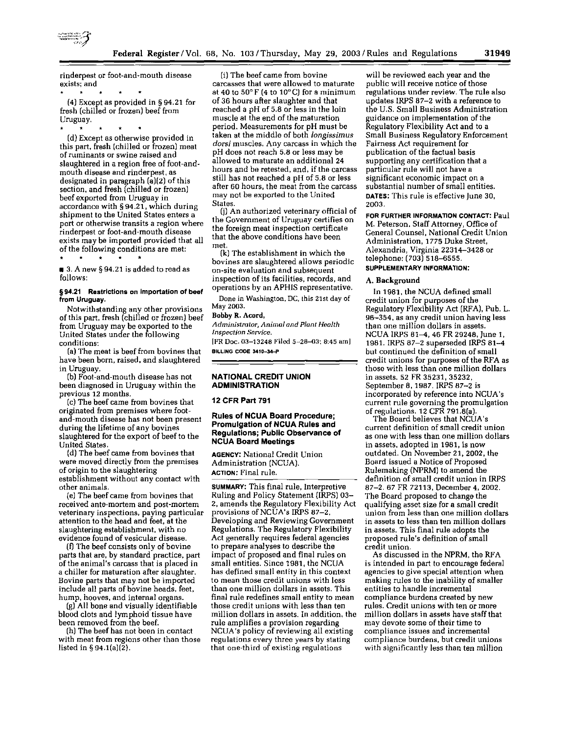rinderpest or foot-and-mouth disease exists; and

\* \* \* \* \*

(4) Except as provided in § 94.21 for fresh (chilled or frozen) beef from Uruguay.

\* \* \* \* \*

(d) Except as otherwise provided in this part, fresh (chilled or frozen) meat of ruminants or swine raised and slaughtered in a region free of foot-and-mouth disease and rinderpest, as designated in paragraph (a)(2) of this section, and fresh (chilled or frozen) beef exported from Uruguay in accordance with § 94.21, which during shipment to the United States enters a port or otherwise transits a region where rinderpest or foot-and-mouth disease exists may be imported provided that all of the following conditions are met:

\* \* \* \* \*

■ 3. A new § 94.21 is added to read as follows:

**§ 94.21 Restrictions on importation of beef from Uruguay.**

Notwithstanding any other provisions of this part, fresh (chilled or frozen) beef from Uruguay may be exported to the United States under the following conditions:

(a) The meat is beef from bovines that have been born, raised, and slaughtered in Uruguay.

(b) Foot-and-mouth disease has not been diagnosed in Uruguay within the previous 12 months.

(c) The beef came from bovines that originated from premises where foot-and-mouth disease has not been present during the lifetime of any bovines slaughtered for the export of beef to the United States.

(d) The beef came from bovines that were moved directly from the premises of origin to the slaughtering establishment without any contact with other animals.

(e) The beef came from bovines that received ante-mortem and post-mortem veterinary inspections, paying particular attention to the head and feet, at the slaughtering establishment, with no evidence found of vesicular disease.

(f) The beef consists only of bovine parts that are, by standard practice, part of the animal's carcass that is placed in a chiller for maturation after slaughter. Bovine parts that may not be imported include all parts of bovine heads, feet, hump, hooves, and internal organs.

(g) All bone and visually identifiable blood clots and lymphoid tissue have been removed from the beef.

(h) The beef has not been in contact with meat from regions other than those listed in § 94.1(a)(2).

(i) The beef came from bovine carcasses that were allowed to maturate at 40 to 50° F (4 to 10° C) for a minimum of 36 hours after slaughter and that reached a pH of 5.8 or less in the loin muscle at the end of the maturation period. Measurements for pH must be taken at the middle of both *longissimus dorsi* muscles. Any carcass in which the pH does not reach 5.8 or less may be allowed to maturate an additional 24 hours and be retested, and, if the carcass still has not reached a pH of 5.8 or less after 60 hours, the meat from the carcass may not be exported to the United States.

(j) An authorized veterinary official of the Government of Uruguay certifies on the foreign meat inspection certificate that the above conditions have been met.

(k) The establishment in which the bovines are slaughtered allows periodic on-site evaluation and subsequent inspection of its facilities, records, and operations by an APHIS representative.

Done in Washington, DC, this 21st day of May 2003.

**Bobby R. Acord,**

*Administrator, Animal and Plant Health Inspection Service.*

[FR Doc. 03–13248 Filed 5–28–03; 8:45 am]

**BILLING CODE 3410–34–P**

## NATIONAL CREDIT UNION ADMINISTRATION

## 12 CFR Part 791

## Rules of NCUA Board Procedure; Promulgation of NCUA Rules and Regulations; Public Observance of NCUA Board Meetings

**AGENCY:** National Credit Union Administration (NCUA).

**ACTION:** Final rule.

**SUMMARY:** This final rule, Interpretive Ruling and Policy Statement (IRPS) 03–2, amends the Regulatory Flexibility Act provisions of NCUA's IRPS 87–2, Developing and Reviewing Government Regulations. The Regulatory Flexibility Act generally requires federal agencies to prepare analyses to describe the impact of proposed and final rules on small entities. Since 1981, the NCUA has defined small entity in this context to mean those credit unions with less than one million dollars in assets. This final rule redefines small entity to mean those credit unions with less than ten million dollars in assets. In addition, the rule amplifies a provision regarding NCUA's policy of reviewing all existing regulations every three years by stating that one-third of existing regulations will be reviewed each year and the public will receive notice of those regulations under review. The rule also updates IRPS 87–2 with a reference to the U.S. Small Business Administration guidance on implementation of the Regulatory Flexibility Act and to a Small Business Regulatory Enforcement Fairness Act requirement for publication of the factual basis supporting any certification that a particular rule will not have a significant economic impact on a substantial number of small entities.

**DATES:** This rule is effective June 30, 2003.

**FOR FURTHER INFORMATION CONTACT:** Paul M. Peterson, Staff Attorney, Office of General Counsel, National Credit Union Administration, 1775 Duke Street, Alexandria, Virginia 22314–3428 or telephone: (703) 518–6555.

**SUPPLEMENTARY INFORMATION:**

### A. Background

In 1981, the NCUA defined small credit union for purposes of the Regulatory Flexibility Act (RFA), Pub. L. 96–354, as any credit union having less than one million dollars in assets. NCUA IRPS 81–4, 46 FR 29248, June 1, 1981. IRPS 87–2 superseded IRPS 81–4 but continued the definition of small credit unions for purposes of the RFA as those with less than one million dollars in assets. 52 FR 35231, 35232, September 8, 1987. IRPS 87–2 is incorporated by reference into NCUA's current rule governing the promulgation of regulations. 12 CFR 791.8(a).

The Board believes that NCUA's current definition of small credit union as one with less than one million dollars in assets, adopted in 1981, is now outdated. On November 21, 2002, the Board issued a Notice of Proposed Rulemaking (NPRM) to amend the definition of small credit union in IRPS 87–2. 67 FR 72113, December 4, 2002. The Board proposed to change the qualifying asset size for a small credit union from less than one million dollars in assets to less than ten million dollars in assets. This final rule adopts the proposed rule's definition of small credit union.

As discussed in the NPRM, the RFA is intended in part to encourage federal agencies to give special attention when making rules to the inability of smaller entities to handle incremental compliance burdens created by new rules. Credit unions with ten or more million dollars in assets have staff that may devote some of their time to compliance issues and incremental compliance burdens, but credit unions with significantly less than ten million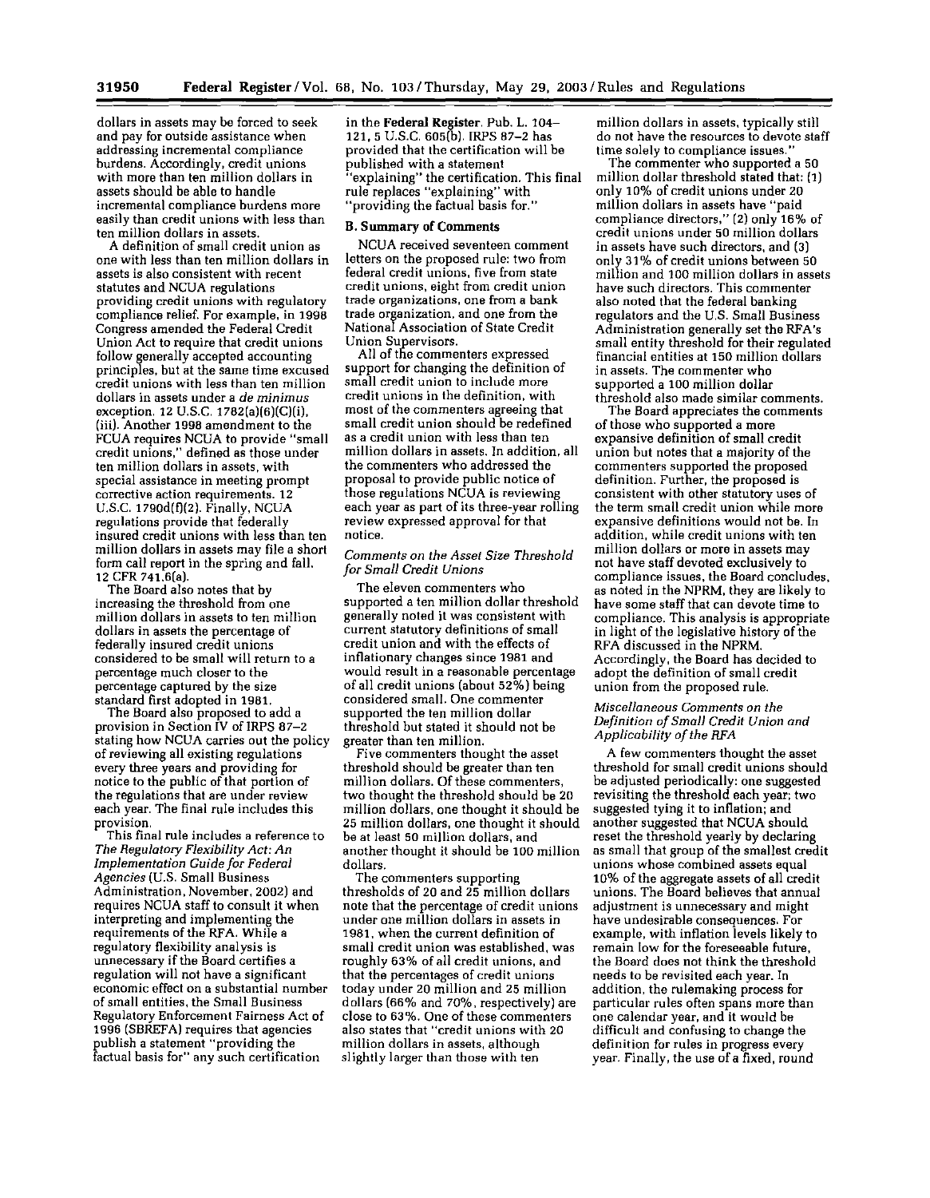dollars in assets may be forced to seek and pay for outside assistance when addressing incremental compliance burdens. Accordingly, credit unions with more than ten million dollars in assets should be able to handle incremental compliance burdens more easily than credit unions with less than ten million dollars in assets.

A definition of small credit union as one with less than ten million dollars in assets is also consistent with recent statutes and NCUA regulations providing credit unions with regulatory compliance relief. For example, in 1998 Congress amended the Federal Credit Union Act to require that credit unions follow generally accepted accounting principles, but at the same time excused credit unions with less than ten million dollars in assets under a *de minimus* exception. 12 U.S.C. 1782(a)(6)(C)(i), (iii). Another 1998 amendment to the FCUA requires NCUA to provide "small credit unions," defined as those under ten million dollars in assets, with special assistance in meeting prompt corrective action requirements. 12 U.S.C. 1790d(f)(2). Finally, NCUA regulations provide that federally insured credit unions with less than ten million dollars in assets may file a short form call report in the spring and fall. 12 CFR 741.6(a).

The Board also notes that by increasing the threshold from one million dollars in assets to ten million dollars in assets the percentage of federally insured credit unions considered to be small will return to a percentage much closer to the percentage captured by the size standard first adopted in 1981.

The Board also proposed to add a provision in Section IV of IRPS 87–2 stating how NCUA carries out the policy of reviewing all existing regulations every three years and providing for notice to the public of that portion of the regulations that are under review each year. The final rule includes this provision.

This final rule includes a reference to *The Regulatory Flexibility Act: An Implementation Guide for Federal Agencies* (U.S. Small Business Administration, November, 2002) and requires NCUA staff to consult it when interpreting and implementing the requirements of the RFA. While a regulatory flexibility analysis is unnecessary if the Board certifies a regulation will not have a significant economic effect on a substantial number of small entities, the Small Business Regulatory Enforcement Fairness Act of 1996 (SBREFA) requires that agencies publish a statement "providing the factual basis for" any such certification in the **Federal Register**. Pub. L. 104–121, 5 U.S.C. 605(b). IRPS 87–2 has provided that the certification will be published with a statement "explaining" the certification. This final rule replaces "explaining" with "providing the factual basis for."

### B. Summary of Comments

NCUA received seventeen comment letters on the proposed rule: two from federal credit unions, five from state credit unions, eight from credit union trade organizations, one from a bank trade organization, and one from the National Association of State Credit Union Supervisors.

All of the commenters expressed support for changing the definition of small credit union to include more credit unions in the definition, with most of the commenters agreeing that small credit union should be redefined as a credit union with less than ten million dollars in assets. In addition, all the commenters who addressed the proposal to provide public notice of those regulations NCUA is reviewing each year as part of its three-year rolling review expressed approval for that notice.

*Comments on the Asset Size Threshold for Small Credit Unions*

The eleven commenters who supported a ten million dollar threshold generally noted it was consistent with current statutory definitions of small credit union and with the effects of inflationary changes since 1981 and would result in a reasonable percentage of all credit unions (about 52%) being considered small. One commenter supported the ten million dollar threshold but stated it should not be greater than ten million.

Five commenters thought the asset threshold should be greater than ten million dollars. Of these commenters, two thought the threshold should be 20 million dollars, one thought it should be 25 million dollars, one thought it should be at least 50 million dollars, and another thought it should be 100 million dollars.

The commenters supporting thresholds of 20 and 25 million dollars note that the percentage of credit unions under one million dollars in assets in 1981, when the current definition of small credit union was established, was roughly 63% of all credit unions, and that the percentages of credit unions today under 20 million and 25 million dollars (66% and 70%, respectively) are close to 63%. One of these commenters also states that "credit unions with 20 million dollars in assets, although slightly larger than those with ten million dollars in assets, typically still do not have the resources to devote staff time solely to compliance issues."

The commenter who supported a 50 million dollar threshold stated that: (1) only 10% of credit unions under 20 million dollars in assets have "paid compliance directors," (2) only 16% of credit unions under 50 million dollars in assets have such directors, and (3) only 31% of credit unions between 50 million and 100 million dollars in assets have such directors. This commenter also noted that the federal banking regulators and the U.S. Small Business Administration generally set the RFA's small entity threshold for their regulated financial entities at 150 million dollars in assets. The commenter who supported a 100 million dollar threshold also made similar comments.

The Board appreciates the comments of those who supported a more expansive definition of small credit union but notes that a majority of the commenters supported the proposed definition. Further, the proposed is consistent with other statutory uses of the term small credit union while more expansive definitions would not be. In addition, while credit unions with ten million dollars or more in assets may not have staff devoted exclusively to compliance issues, the Board concludes, as noted in the NPRM, they are likely to have some staff that can devote time to compliance. This analysis is appropriate in light of the legislative history of the RFA discussed in the NPRM. Accordingly, the Board has decided to adopt the definition of small credit union from the proposed rule.

*Miscellaneous Comments on the Definition of Small Credit Union and Applicability of the RFA*

A few commenters thought the asset threshold for small credit unions should be adjusted periodically: one suggested revisiting the threshold each year; two suggested tying it to inflation; and another suggested that NCUA should reset the threshold yearly by declaring as small that group of the smallest credit unions whose combined assets equal 10% of the aggregate assets of all credit unions. The Board believes that annual adjustment is unnecessary and might have undesirable consequences. For example, with inflation levels likely to remain low for the foreseeable future, the Board does not think the threshold needs to be revisited each year. In addition, the rulemaking process for particular rules often spans more than one calendar year, and it would be difficult and confusing to change the definition for rules in progress every year. Finally, the use of a fixed, round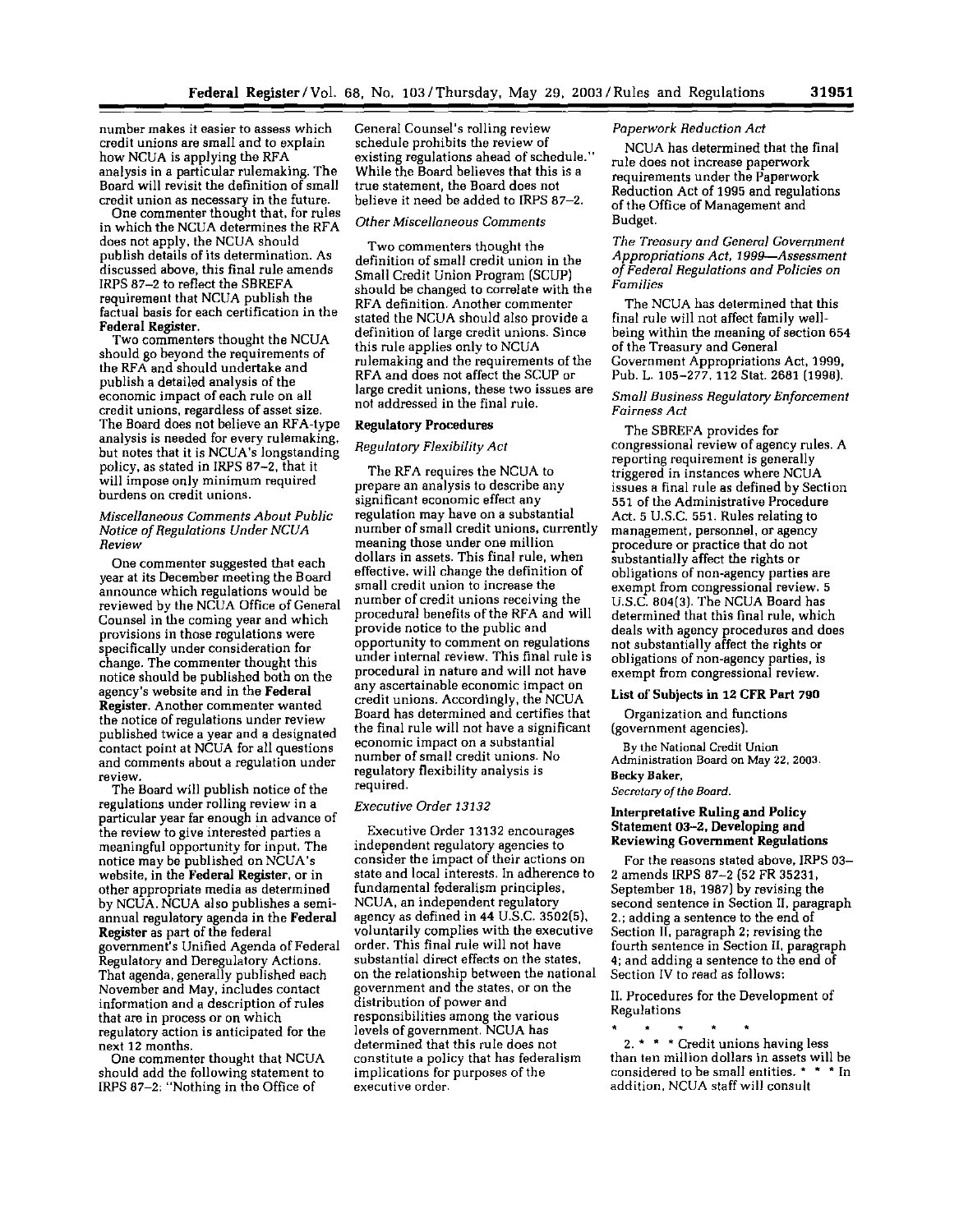number makes it easier to assess which credit unions are small and to explain how NCUA is applying the RFA analysis in a particular rulemaking. The Board will revisit the definition of small credit union as necessary in the future.

One commenter thought that, for rules in which the NCUA determines the RFA does not apply, the NCUA should publish details of its determination. As discussed above, this final rule amends IRPS 87–2 to reflect the SBREFA requirement that NCUA publish the factual basis for each certification in the **Federal Register**.

Two commenters thought the NCUA should go beyond the requirements of the RFA and should undertake and publish a detailed analysis of the economic impact of each rule on all credit unions, regardless of asset size. The Board does not believe an RFA-type analysis is needed for every rulemaking, but notes that it is NCUA's longstanding policy, as stated in IRPS 87–2, that it will impose only minimum required burdens on credit unions.

*Miscellaneous Comments About Public Notice of Regulations Under NCUA Review*

One commenter suggested that each year at its December meeting the Board announce which regulations would be reviewed by the NCUA Office of General Counsel in the coming year and which provisions in those regulations were specifically under consideration for change. The commenter thought this notice should be published both on the agency's website and in the **Federal Register**. Another commenter wanted the notice of regulations under review published twice a year and a designated contact point at NCUA for all questions and comments about a regulation under review.

The Board will publish notice of the regulations under rolling review in a particular year far enough in advance of the review to give interested parties a meaningful opportunity for input. The notice may be published on NCUA's website, in the **Federal Register**, or in other appropriate media as determined by NCUA. NCUA also publishes a semi-annual regulatory agenda in the **Federal Register** as part of the federal government's Unified Agenda of Federal Regulatory and Deregulatory Actions. That agenda, generally published each November and May, includes contact information and a description of rules that are in process or on which regulatory action is anticipated for the next 12 months.

One commenter thought that NCUA should add the following statement to IRPS 87–2: "Nothing in the Office of General Counsel's rolling review schedule prohibits the review of existing regulations ahead of schedule." While the Board believes that this is a true statement, the Board does not believe it need be added to IRPS 87–2.

*Other Miscellaneous Comments*

Two commenters thought the definition of small credit union in the Small Credit Union Program (SCUP) should be changed to correlate with the RFA definition. Another commenter stated the NCUA should also provide a definition of large credit unions. Since this rule applies only to NCUA rulemaking and the requirements of the RFA and does not affect the SCUP or large credit unions, these two issues are not addressed in the final rule.

**Regulatory Procedures**

*Regulatory Flexibility Act*

The RFA requires the NCUA to prepare an analysis to describe any significant economic effect any regulation may have on a substantial number of small credit unions, currently meaning those under one million dollars in assets. This final rule, when effective, will change the definition of small credit union to increase the number of credit unions receiving the procedural benefits of the RFA and will provide notice to the public and opportunity to comment on regulations under internal review. This final rule is procedural in nature and will not have any ascertainable economic impact on credit unions. Accordingly, the NCUA Board has determined and certifies that the final rule will not have a significant economic impact on a substantial number of small credit unions. No regulatory flexibility analysis is required.

*Executive Order 13132*

Executive Order 13132 encourages independent regulatory agencies to consider the impact of their actions on state and local interests. In adherence to fundamental federalism principles, NCUA, an independent regulatory agency as defined in 44 U.S.C. 3502(5), voluntarily complies with the executive order. This final rule will not have substantial direct effects on the states, on the relationship between the national government and the states, or on the distribution of power and responsibilities among the various levels of government. NCUA has determined that this rule does not constitute a policy that has federalism implications for purposes of the executive order.

*Paperwork Reduction Act*

NCUA has determined that the final rule does not increase paperwork requirements under the Paperwork Reduction Act of 1995 and regulations of the Office of Management and Budget.

*The Treasury and General Government Appropriations Act, 1999—Assessment of Federal Regulations and Policies on Families*

The NCUA has determined that this final rule will not affect family well-being within the meaning of section 654 of the Treasury and General Government Appropriations Act, 1999, Pub. L. 105–277, 112 Stat. 2681 (1998).

*Small Business Regulatory Enforcement Fairness Act*

The SBREFA provides for congressional review of agency rules. A reporting requirement is generally triggered in instances where NCUA issues a final rule as defined by Section 551 of the Administrative Procedure Act. 5 U.S.C. 551. Rules relating to management, personnel, or agency procedure or practice that do not substantially affect the rights or obligations of non-agency parties are exempt from congressional review. 5 U.S.C. 804(3). The NCUA Board has determined that this final rule, which deals with agency procedures and does not substantially affect the rights or obligations of non-agency parties, is exempt from congressional review.

**List of Subjects in 12 CFR Part 790**

Organization and functions (government agencies).

By the National Credit Union Administration Board on May 22, 2003.

**Becky Baker,**

*Secretary of the Board.*

**Interpretative Ruling and Policy Statement 03–2, Developing and Reviewing Government Regulations**

For the reasons stated above, IRPS 03–2 amends IRPS 87–2 (52 FR 35231, September 18, 1987) by revising the second sentence in Section II, paragraph 2.; adding a sentence to the end of Section II, paragraph 2; revising the fourth sentence in Section II, paragraph 4; and adding a sentence to the end of Section IV to read as follows:

II. Procedures for the Development of Regulations

\* \* \* \* \*

2. \* \* \* Credit unions having less than ten million dollars in assets will be considered to be small entities. \* \* \* In addition, NCUA staff will consult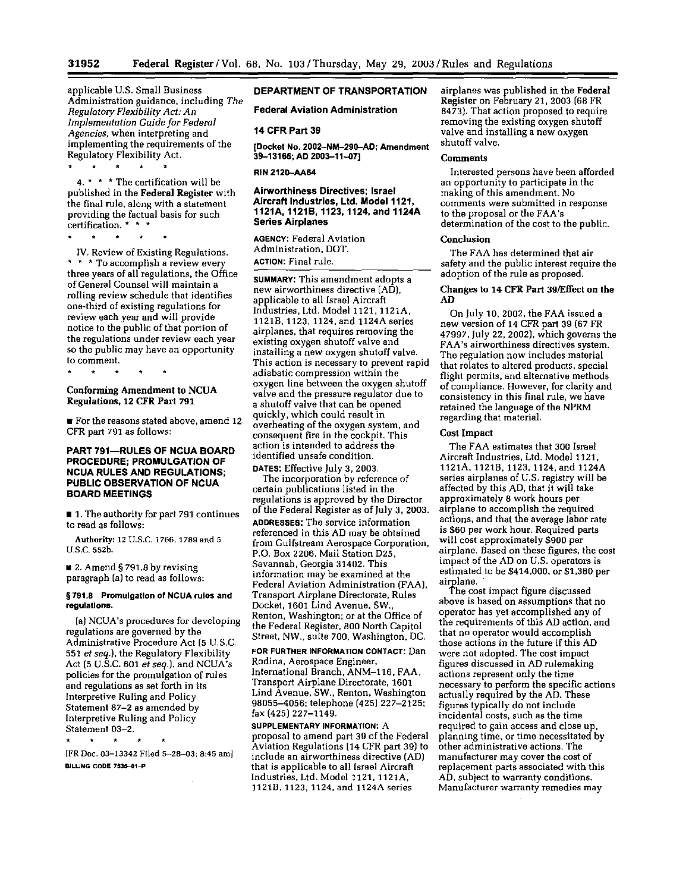applicable U.S. Small Business Administration guidance, including *The Regulatory Flexibility Act: An Implementation Guide for Federal Agencies*, when interpreting and implementing the requirements of the Regulatory Flexibility Act.

\* \* \* \* \*

4. \* \* \* The certification will be published in the **Federal Register** with the final rule, along with a statement providing the factual basis for such certification. \* \* \*

\* \* \* \* \*

IV. Review of Existing Regulations. \* \* \* To accomplish a review every three years of all regulations, the Office of General Counsel will maintain a rolling review schedule that identifies one-third of existing regulations for review each year and will provide notice to the public of that portion of the regulations under review each year so the public may have an opportunity to comment.

\* \* \* \* \*

### Conforming Amendment to NCUA Regulations, 12 CFR Part 791

■ For the reasons stated above, amend 12 CFR part 791 as follows:

## PART 791—RULES OF NCUA BOARD PROCEDURE; PROMULGATION OF NCUA RULES AND REGULATIONS; PUBLIC OBSERVATION OF NCUA BOARD MEETINGS

■ 1. The authority for part 791 continues to read as follows:

**Authority:** 12 U.S.C. 1766, 1789 and 5 U.S.C. 552b.

■ 2. Amend § 791.8 by revising paragraph (a) to read as follows:

**§ 791.8 Promulgation of NCUA rules and regulations.**

(a) NCUA's procedures for developing regulations are governed by the Administrative Procedure Act (5 U.S.C. 551 *et seq.*), the Regulatory Flexibility Act (5 U.S.C. 601 *et seq.*), and NCUA's policies for the promulgation of rules and regulations as set forth in its Interpretive Ruling and Policy Statement 87-2 as amended by Interpretive Ruling and Policy Statement 03-2.

\* \* \* \* \*

[FR Doc. 03-13342 Filed 5-28-03; 8:45 am]

**BILLING CODE 7535-01-P**

## DEPARTMENT OF TRANSPORTATION

### Federal Aviation Administration

### 14 CFR Part 39

**[Docket No. 2002-NM-290-AD; Amendment 39-13166; AD 2003-11-07]**

**RIN 2120-AA64**

## Airworthiness Directives; Israel Aircraft Industries, Ltd. Model 1121, 1121A, 1121B, 1123, 1124, and 1124A Series Airplanes

**AGENCY:** Federal Aviation Administration, DOT.

**ACTION:** Final rule.

**SUMMARY:** This amendment adopts a new airworthiness directive (AD), applicable to all Israel Aircraft Industries, Ltd. Model 1121, 1121A, 1121B, 1123, 1124, and 1124A series airplanes, that requires removing the existing oxygen shutoff valve and installing a new oxygen shutoff valve. This action is necessary to prevent rapid adiabatic compression within the oxygen line between the oxygen shutoff valve and the pressure regulator due to a shutoff valve that can be opened quickly, which could result in overheating of the oxygen system, and consequent fire in the cockpit. This action is intended to address the identified unsafe condition.

**DATES:** Effective July 3, 2003.

The incorporation by reference of certain publications listed in the regulations is approved by the Director of the Federal Register as of July 3, 2003.

**ADDRESSES:** The service information referenced in this AD may be obtained from Gulfstream Aerospace Corporation, P.O. Box 2206, Mail Station D25, Savannah, Georgia 31402. This information may be examined at the Federal Aviation Administration (FAA), Transport Airplane Directorate, Rules Docket, 1601 Lind Avenue, SW., Renton, Washington; or at the Office of the Federal Register, 800 North Capitol Street, NW., suite 700, Washington, DC.

**FOR FURTHER INFORMATION CONTACT:** Dan Rodina, Aerospace Engineer, International Branch, ANM-116, FAA, Transport Airplane Directorate, 1601 Lind Avenue, SW., Renton, Washington 98055-4056; telephone (425) 227-2125; fax (425) 227-1149.

**SUPPLEMENTARY INFORMATION:** A proposal to amend part 39 of the Federal Aviation Regulations (14 CFR part 39) to include an airworthiness directive (AD) that is applicable to all Israel Aircraft Industries, Ltd. Model 1121, 1121A, 1121B, 1123, 1124, and 1124A series airplanes was published in the **Federal Register** on February 21, 2003 (68 FR 8473). That action proposed to require removing the existing oxygen shutoff valve and installing a new oxygen shutoff valve.

### Comments

Interested persons have been afforded an opportunity to participate in the making of this amendment. No comments were submitted in response to the proposal or the FAA's determination of the cost to the public.

### Conclusion

The FAA has determined that air safety and the public interest require the adoption of the rule as proposed.

### Changes to 14 CFR Part 39/Effect on the AD

On July 10, 2002, the FAA issued a new version of 14 CFR part 39 (67 FR 47997, July 22, 2002), which governs the FAA's airworthiness directives system. The regulation now includes material that relates to altered products, special flight permits, and alternative methods of compliance. However, for clarity and consistency in this final rule, we have retained the language of the NPRM regarding that material.

### Cost Impact

The FAA estimates that 300 Israel Aircraft Industries, Ltd. Model 1121, 1121A, 1121B, 1123, 1124, and 1124A series airplanes of U.S. registry will be affected by this AD, that it will take approximately 8 work hours per airplane to accomplish the required actions, and that the average labor rate is $60 per work hour. Required parts will cost approximately $900 per airplane. Based on these figures, the cost impact of the AD on U.S. operators is estimated to be $414,000, or $1,380 per airplane.

The cost impact figure discussed above is based on assumptions that no operator has yet accomplished any of the requirements of this AD action, and that no operator would accomplish those actions in the future if this AD were not adopted. The cost impact figures discussed in AD rulemaking actions represent only the time necessary to perform the specific actions actually required by the AD. These figures typically do not include incidental costs, such as the time required to gain access and close up, planning time, or time necessitated by other administrative actions. The manufacturer may cover the cost of replacement parts associated with this AD, subject to warranty conditions. Manufacturer warranty remedies may